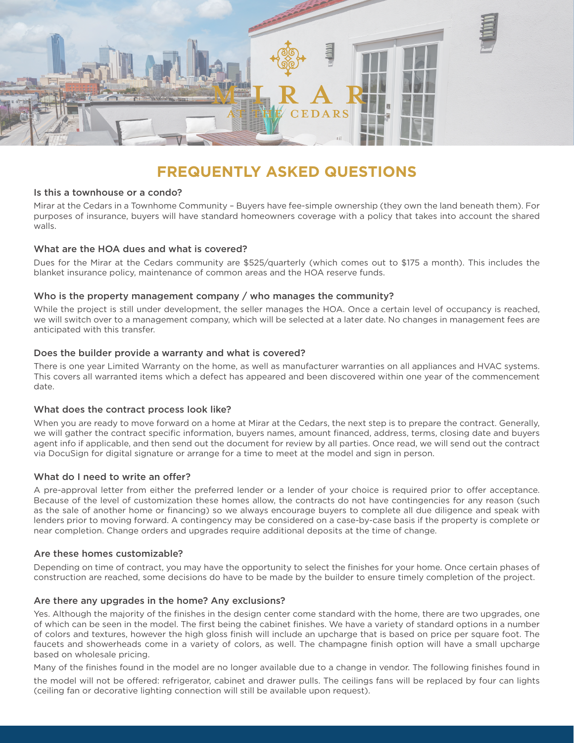MIRAR AT THE CEDARS

# FREQUENTLY ASKED QUESTIONS

### Is this a townhouse or a condo?

Mirar at the Cedars in a Townhome Community – Buyers have fee-simple ownership (they own the land beneath them). For purposes of insurance, buyers will have standard homeowners coverage with a policy that takes into account the shared walls.

### What are the HOA dues and what is covered?

Dues for the Mirar at the Cedars community are $525/quarterly (which comes out to $175 a month). This includes the blanket insurance policy, maintenance of common areas and the HOA reserve funds.

### Who is the property management company / who manages the community?

While the project is still under development, the seller manages the HOA. Once a certain level of occupancy is reached, we will switch over to a management company, which will be selected at a later date. No changes in management fees are anticipated with this transfer.

### Does the builder provide a warranty and what is covered?

There is one year Limited Warranty on the home, as well as manufacturer warranties on all appliances and HVAC systems. This covers all warranted items which a defect has appeared and been discovered within one year of the commencement date.

### What does the contract process look like?

When you are ready to move forward on a home at Mirar at the Cedars, the next step is to prepare the contract. Generally, we will gather the contract specific information, buyers names, amount financed, address, terms, closing date and buyers agent info if applicable, and then send out the document for review by all parties. Once read, we will send out the contract via DocuSign for digital signature or arrange for a time to meet at the model and sign in person.

### What do I need to write an offer?

A pre-approval letter from either the preferred lender or a lender of your choice is required prior to offer acceptance. Because of the level of customization these homes allow, the contracts do not have contingencies for any reason (such as the sale of another home or financing) so we always encourage buyers to complete all due diligence and speak with lenders prior to moving forward. A contingency may be considered on a case-by-case basis if the property is complete or near completion. Change orders and upgrades require additional deposits at the time of change.

### Are these homes customizable?

Depending on time of contract, you may have the opportunity to select the finishes for your home. Once certain phases of construction are reached, some decisions do have to be made by the builder to ensure timely completion of the project.

### Are there any upgrades in the home? Any exclusions?

Yes. Although the majority of the finishes in the design center come standard with the home, there are two upgrades, one of which can be seen in the model. The first being the cabinet finishes. We have a variety of standard options in a number of colors and textures, however the high gloss finish will include an upcharge that is based on price per square foot. The faucets and showerheads come in a variety of colors, as well. The champagne finish option will have a small upcharge based on wholesale pricing.

Many of the finishes found in the model are no longer available due to a change in vendor. The following finishes found in the model will not be offered: refrigerator, cabinet and drawer pulls. The ceilings fans will be replaced by four can lights (ceiling fan or decorative lighting connection will still be available upon request).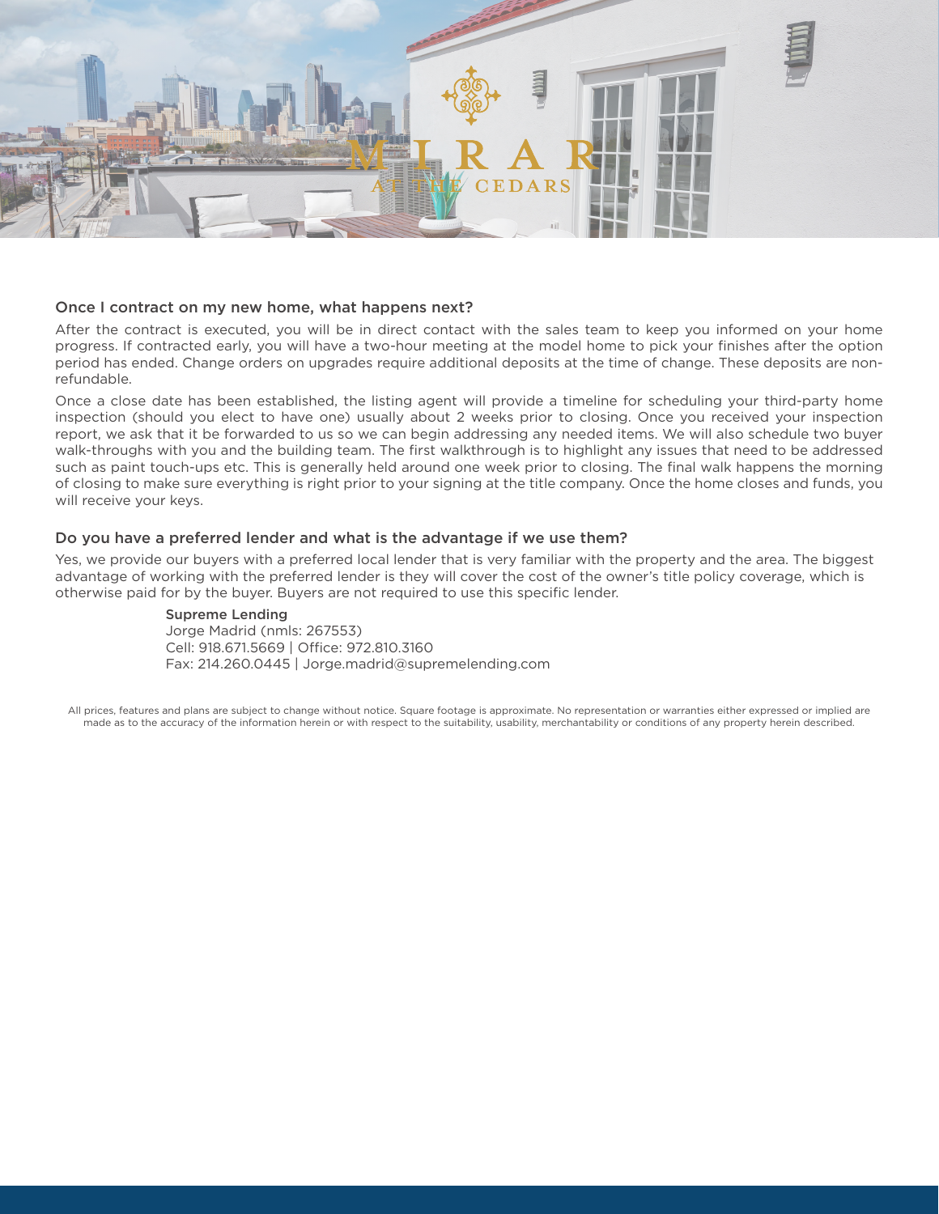# MIRAR AT THE CEDARS

### Once I contract on my new home, what happens next?

After the contract is executed, you will be in direct contact with the sales team to keep you informed on your home progress. If contracted early, you will have a two-hour meeting at the model home to pick your finishes after the option period has ended. Change orders on upgrades require additional deposits at the time of change. These deposits are non-refundable.

Once a close date has been established, the listing agent will provide a timeline for scheduling your third-party home inspection (should you elect to have one) usually about 2 weeks prior to closing. Once you received your inspection report, we ask that it be forwarded to us so we can begin addressing any needed items. We will also schedule two buyer walk-throughs with you and the building team. The first walkthrough is to highlight any issues that need to be addressed such as paint touch-ups etc. This is generally held around one week prior to closing. The final walk happens the morning of closing to make sure everything is right prior to your signing at the title company. Once the home closes and funds, you will receive your keys.

### Do you have a preferred lender and what is the advantage if we use them?

Yes, we provide our buyers with a preferred local lender that is very familiar with the property and the area. The biggest advantage of working with the preferred lender is they will cover the cost of the owner's title policy coverage, which is otherwise paid for by the buyer. Buyers are not required to use this specific lender.

Supreme Lending
Jorge Madrid (nmls: 267553)
Cell: 918.671.5669 | Office: 972.810.3160
Fax: 214.260.0445 | Jorge.madrid@supremelending.com

All prices, features and plans are subject to change without notice. Square footage is approximate. No representation or warranties either expressed or implied are made as to the accuracy of the information herein or with respect to the suitability, usability, merchantability or conditions of any property herein described.